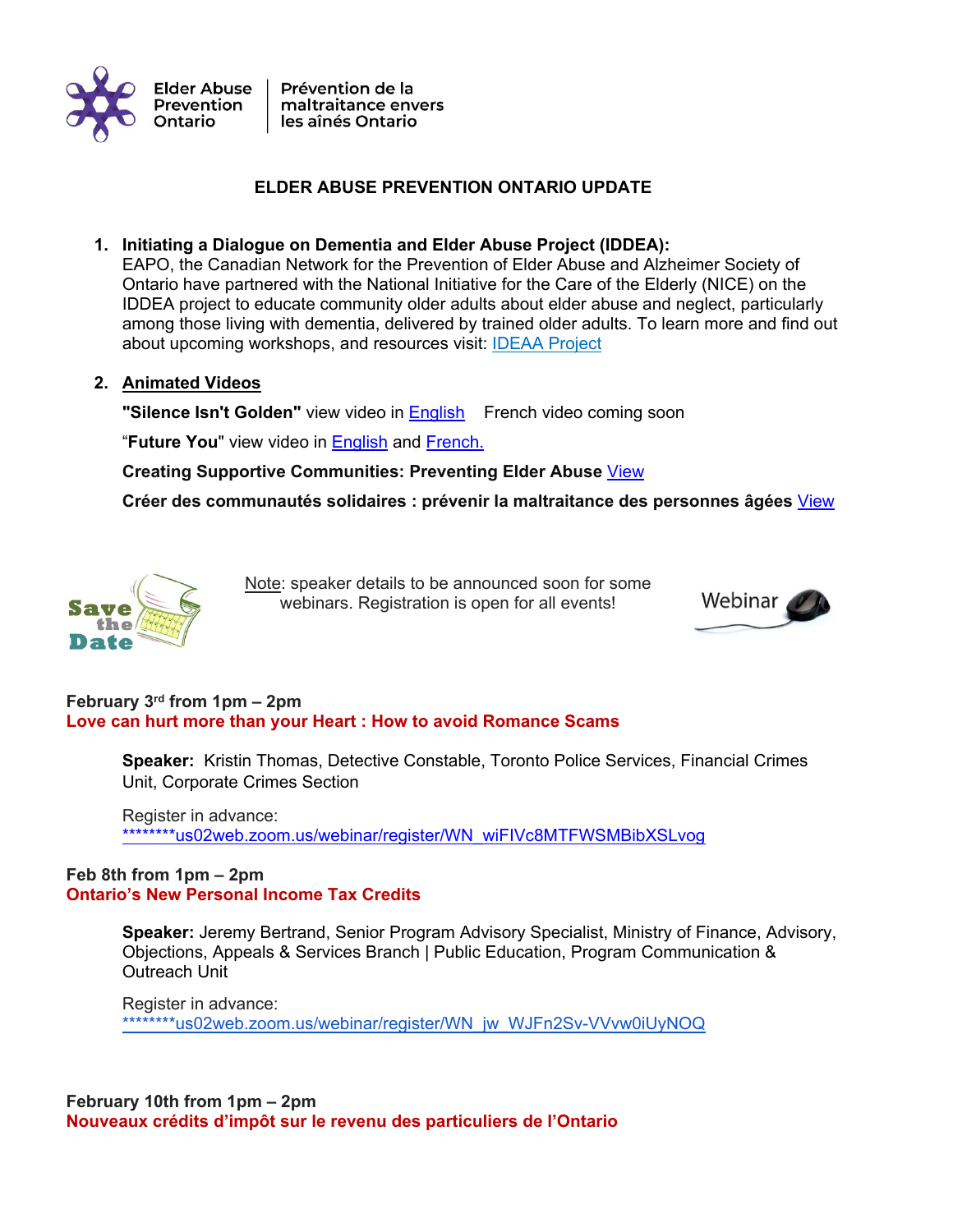Elder Abuse Prevention Ontario | Prévention de la maltraitance envers les aînés Ontario

# ELDER ABUSE PREVENTION ONTARIO UPDATE

1. **Initiating a Dialogue on Dementia and Elder Abuse Project (IDDEA):**
   EAPO, the Canadian Network for the Prevention of Elder Abuse and Alzheimer Society of Ontario have partnered with the National Initiative for the Care of the Elderly (NICE) on the IDDEA project to educate community older adults about elder abuse and neglect, particularly among those living with dementia, delivered by trained older adults. To learn more and find out about upcoming workshops, and resources visit: IDEAA Project

2. **Animated Videos**

   **"Silence Isn't Golden"** view video in English   French video coming soon

   "**Future You**" view video in English and French.

   **Creating Supportive Communities: Preventing Elder Abuse** View

   **Créer des communautés solidaires : prévenir la maltraitance des personnes âgées** View

Save the Date

Note: speaker details to be announced soon for some webinars. Registration is open for all events!

Webinar

**February 3rd from 1pm – 2pm**
**Love can hurt more than your Heart : How to avoid Romance Scams**

**Speaker:** Kristin Thomas, Detective Constable, Toronto Police Services, Financial Crimes Unit, Corporate Crimes Section

Register in advance:
********us02web.zoom.us/webinar/register/WN_wiFIVc8MTFWSMBibXSLvog

**Feb 8th from 1pm – 2pm**
**Ontario's New Personal Income Tax Credits**

**Speaker:** Jeremy Bertrand, Senior Program Advisory Specialist, Ministry of Finance, Advisory, Objections, Appeals & Services Branch | Public Education, Program Communication & Outreach Unit

Register in advance:
********us02web.zoom.us/webinar/register/WN_jw_WJFn2Sv-VVvw0iUyNOQ

**February 10th from 1pm – 2pm**
**Nouveaux crédits d'impôt sur le revenu des particuliers de l'Ontario**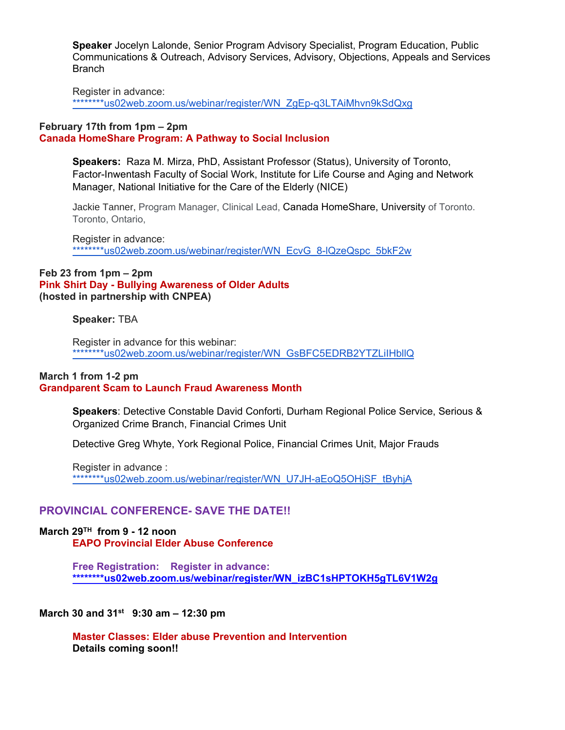**Speaker** Jocelyn Lalonde, Senior Program Advisory Specialist, Program Education, Public Communications & Outreach, Advisory Services, Advisory, Objections, Appeals and Services Branch

Register in advance:
********us02web.zoom.us/webinar/register/WN_ZgEp-q3LTAiMhvn9kSdQxg

**February 17th from 1pm – 2pm**
**Canada HomeShare Program: A Pathway to Social Inclusion**

**Speakers:** Raza M. Mirza, PhD, Assistant Professor (Status), University of Toronto, Factor-Inwentash Faculty of Social Work, Institute for Life Course and Aging and Network Manager, National Initiative for the Care of the Elderly (NICE)

Jackie Tanner, Program Manager, Clinical Lead, Canada HomeShare, University of Toronto. Toronto, Ontario,

Register in advance:
********us02web.zoom.us/webinar/register/WN_EcvG_8-lQzeQspc_5bkF2w

**Feb 23 from 1pm – 2pm**
**Pink Shirt Day - Bullying Awareness of Older Adults**
**(hosted in partnership with CNPEA)**

**Speaker:** TBA

Register in advance for this webinar:
********us02web.zoom.us/webinar/register/WN_GsBFC5EDRB2YTZLiIHbllQ

**March 1 from 1-2 pm**
**Grandparent Scam to Launch Fraud Awareness Month**

**Speakers**: Detective Constable David Conforti, Durham Regional Police Service, Serious & Organized Crime Branch, Financial Crimes Unit

Detective Greg Whyte, York Regional Police, Financial Crimes Unit, Major Frauds

Register in advance :
********us02web.zoom.us/webinar/register/WN_U7JH-aEoQ5OHjSF_tByhjA

## PROVINCIAL CONFERENCE- SAVE THE DATE!!

**March 29TH from 9 - 12 noon**
**EAPO Provincial Elder Abuse Conference**

**Free Registration: Register in advance:**
**********us02web.zoom.us/webinar/register/WN_izBC1sHPTOKH5gTL6V1W2g**

**March 30 and 31st 9:30 am – 12:30 pm**

**Master Classes: Elder abuse Prevention and Intervention**
**Details coming soon!!**